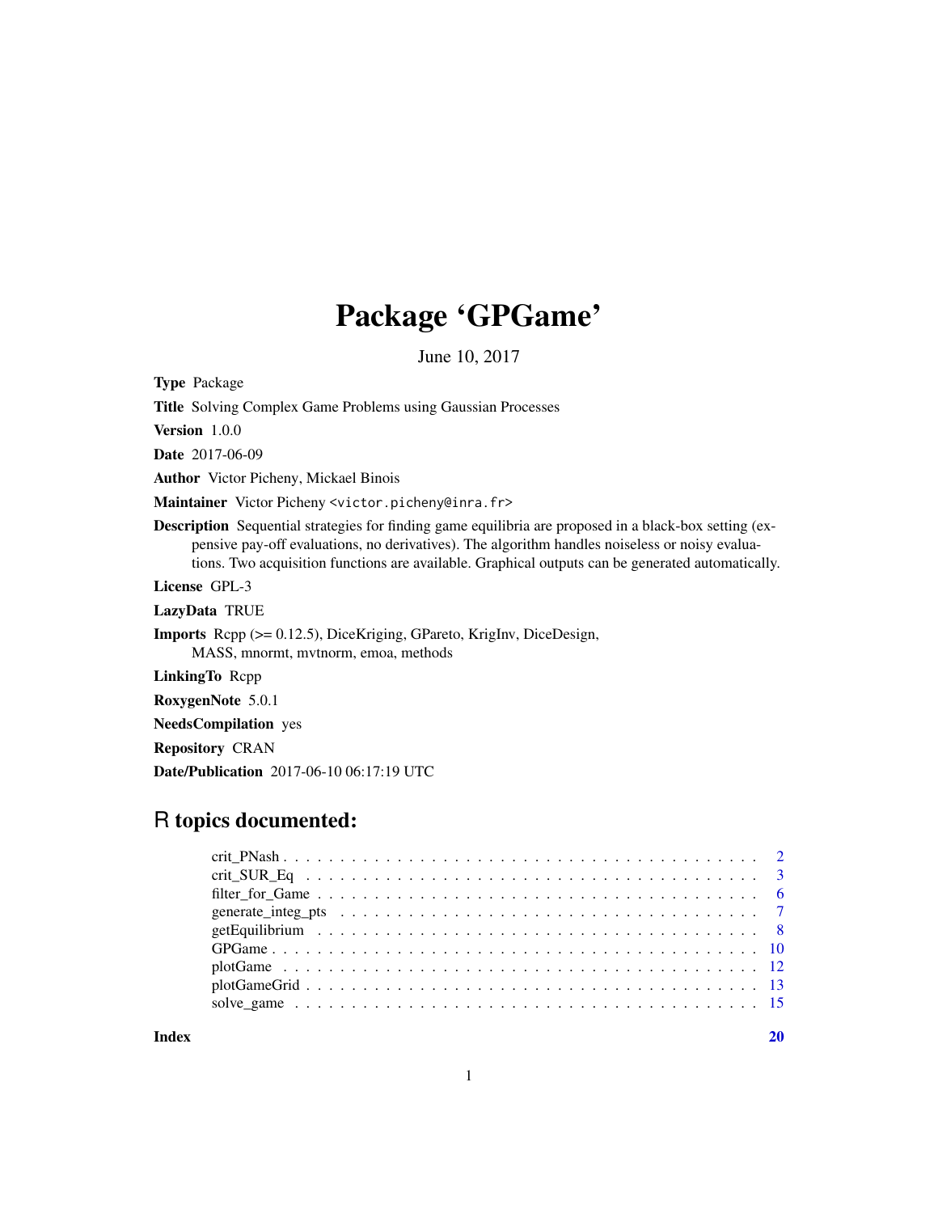# Package 'GPGame'

June 10, 2017

**Type** Package

**Title** Solving Complex Game Problems using Gaussian Processes

**Version** 1.0.0

**Date** 2017-06-09

**Author** Victor Picheny, Mickael Binois

**Maintainer** Victor Picheny <victor.picheny@inra.fr>

**Description** Sequential strategies for finding game equilibria are proposed in a black-box setting (expensive pay-off evaluations, no derivatives). The algorithm handles noiseless or noisy evaluations. Two acquisition functions are available. Graphical outputs can be generated automatically.

**License** GPL-3

**LazyData** TRUE

**Imports** Rcpp (>= 0.12.5), DiceKriging, GPareto, KrigInv, DiceDesign, MASS, mnormt, mvtnorm, emoa, methods

**LinkingTo** Rcpp

**RoxygenNote** 5.0.1

**NeedsCompilation** yes

**Repository** CRAN

**Date/Publication** 2017-06-10 06:17:19 UTC

## R topics documented:

- crit_PNash . . . . . . . . . . . . . . . . . . . . . . . . . . . . . . . . . . . . . . . . . 2
- crit_SUR_Eq . . . . . . . . . . . . . . . . . . . . . . . . . . . . . . . . . . . . . . . . 3
- filter_for_Game . . . . . . . . . . . . . . . . . . . . . . . . . . . . . . . . . . . . . . 6
- generate_integ_pts . . . . . . . . . . . . . . . . . . . . . . . . . . . . . . . . . . . . 7
- getEquilibrium . . . . . . . . . . . . . . . . . . . . . . . . . . . . . . . . . . . . . . 8
- GPGame . . . . . . . . . . . . . . . . . . . . . . . . . . . . . . . . . . . . . . . . . . 10
- plotGame . . . . . . . . . . . . . . . . . . . . . . . . . . . . . . . . . . . . . . . . . 12
- plotGameGrid . . . . . . . . . . . . . . . . . . . . . . . . . . . . . . . . . . . . . . . 13
- solve_game . . . . . . . . . . . . . . . . . . . . . . . . . . . . . . . . . . . . . . . . 15

**Index** 20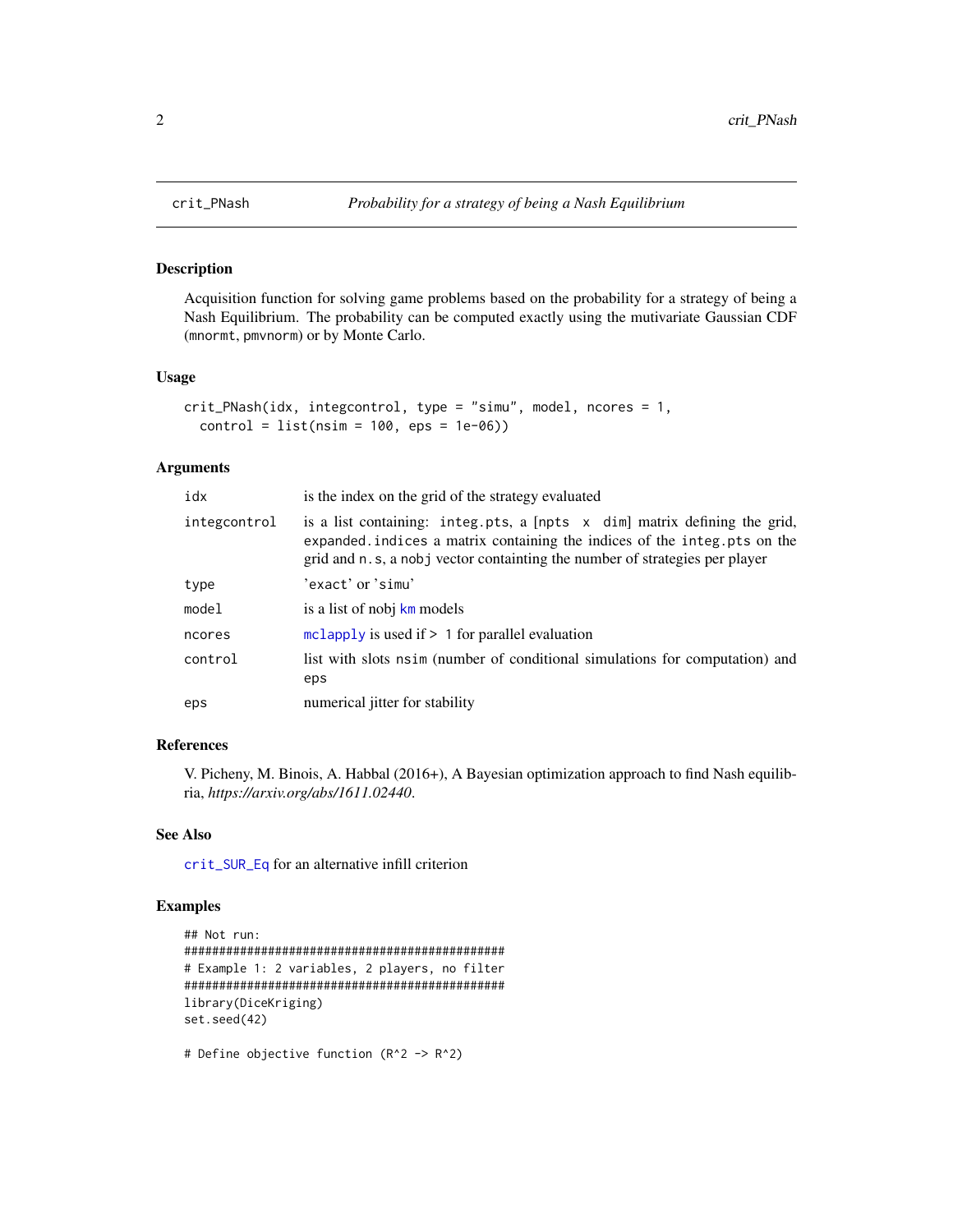# crit_PNash — *Probability for a strategy of being a Nash Equilibrium*

## Description

Acquisition function for solving game problems based on the probability for a strategy of being a Nash Equilibrium. The probability can be computed exactly using the mutivariate Gaussian CDF (mnormt, pmvnorm) or by Monte Carlo.

## Usage

```
crit_PNash(idx, integcontrol, type = "simu", model, ncores = 1,
  control = list(nsim = 100, eps = 1e-06))
```

## Arguments

| | |
|---|---|
| idx | is the index on the grid of the strategy evaluated |
| integcontrol | is a list containing: integ.pts, a [npts x dim] matrix defining the grid, expanded.indices a matrix containing the indices of the integ.pts on the grid and n.s, a nobj vector containting the number of strategies per player |
| type | 'exact' or 'simu' |
| model | is a list of nobj km models |
| ncores | mclapply is used if > 1 for parallel evaluation |
| control | list with slots nsim (number of conditional simulations for computation) and eps |
| eps | numerical jitter for stability |

## References

V. Picheny, M. Binois, A. Habbal (2016+), A Bayesian optimization approach to find Nash equilibria, *https://arxiv.org/abs/1611.02440.*

## See Also

crit_SUR_Eq for an alternative infill criterion

## Examples

```
## Not run:
################################################
# Example 1: 2 variables, 2 players, no filter
################################################
library(DiceKriging)
set.seed(42)

# Define objective function (R^2 -> R^2)
```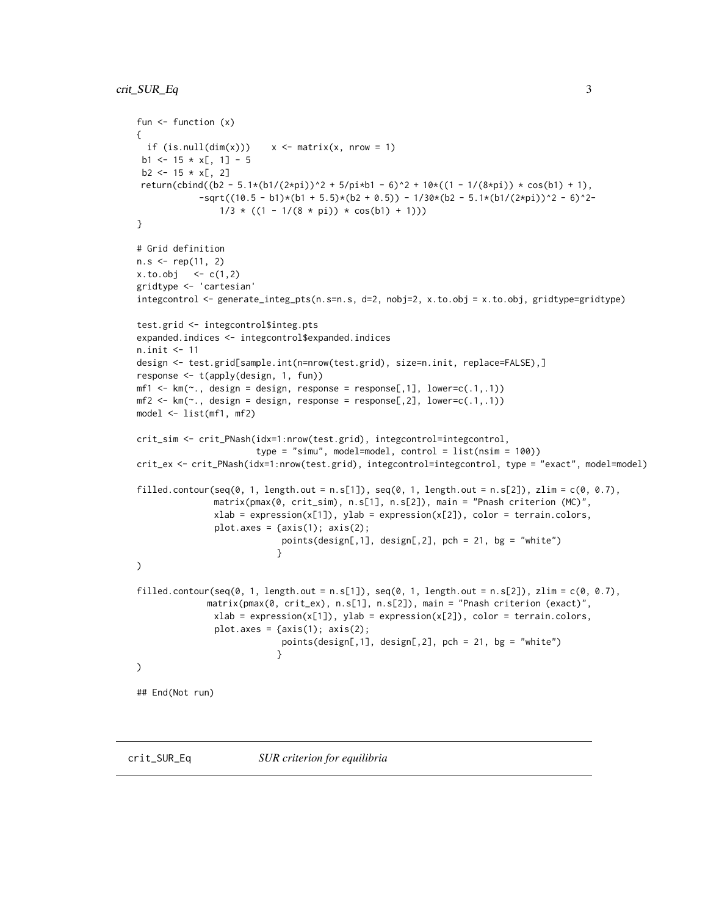```
fun <- function (x)
{
  if (is.null(dim(x)))    x <- matrix(x, nrow = 1)
 b1 <- 15 * x[, 1] - 5
 b2 <- 15 * x[, 2]
 return(cbind((b2 - 5.1*(b1/(2*pi))^2 + 5/pi*b1 - 6)^2 + 10*((1 - 1/(8*pi)) * cos(b1) + 1),
            -sqrt((10.5 - b1)*(b1 + 5.5)*(b2 + 0.5)) - 1/30*(b2 - 5.1*(b1/(2*pi))^2 - 6)^2-
               1/3 * ((1 - 1/(8 * pi)) * cos(b1) + 1)))
}

# Grid definition
n.s <- rep(11, 2)
x.to.obj   <- c(1,2)
gridtype <- 'cartesian'
integcontrol <- generate_integ_pts(n.s=n.s, d=2, nobj=2, x.to.obj = x.to.obj, gridtype=gridtype)

test.grid <- integcontrol$integ.pts
expanded.indices <- integcontrol$expanded.indices
n.init <- 11
design <- test.grid[sample.int(n=nrow(test.grid), size=n.init, replace=FALSE),]
response <- t(apply(design, 1, fun))
mf1 <- km(~., design = design, response = response[,1], lower=c(.1,.1))
mf2 <- km(~., design = design, response = response[,2], lower=c(.1,.1))
model <- list(mf1, mf2)

crit_sim <- crit_PNash(idx=1:nrow(test.grid), integcontrol=integcontrol,
                      type = "simu", model=model, control = list(nsim = 100))
crit_ex <- crit_PNash(idx=1:nrow(test.grid), integcontrol=integcontrol, type = "exact", model=model)

filled.contour(seq(0, 1, length.out = n.s[1]), seq(0, 1, length.out = n.s[2]), zlim = c(0, 0.7),
              matrix(pmax(0, crit_sim), n.s[1], n.s[2]), main = "Pnash criterion (MC)",
              xlab = expression(x[1]), ylab = expression(x[2]), color = terrain.colors,
              plot.axes = {axis(1); axis(2);
                           points(design[,1], design[,2], pch = 21, bg = "white")
                          }
)

filled.contour(seq(0, 1, length.out = n.s[1]), seq(0, 1, length.out = n.s[2]), zlim = c(0, 0.7),
             matrix(pmax(0, crit_ex), n.s[1], n.s[2]), main = "Pnash criterion (exact)",
              xlab = expression(x[1]), ylab = expression(x[2]), color = terrain.colors,
              plot.axes = {axis(1); axis(2);
                           points(design[,1], design[,2], pch = 21, bg = "white")
                          }
)

## End(Not run)
```

## crit_SUR_Eq &nbsp;&nbsp;&nbsp; *SUR criterion for equilibria*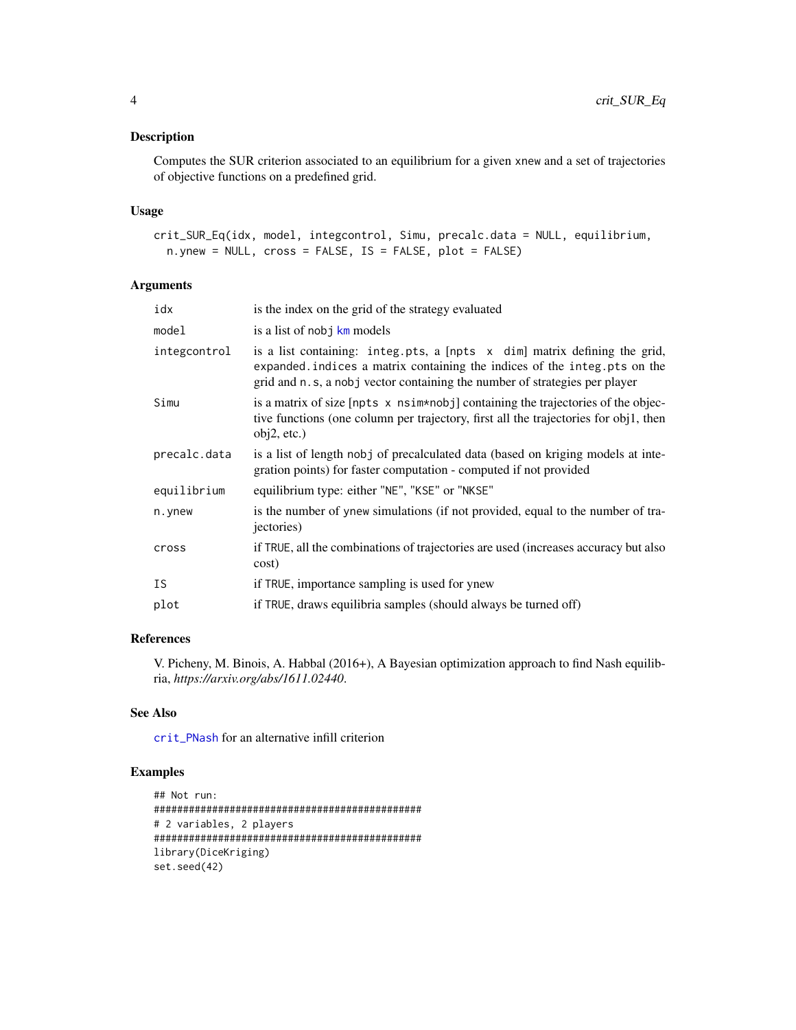## Description

Computes the SUR criterion associated to an equilibrium for a given `xnew` and a set of trajectories of objective functions on a predefined grid.

## Usage

```
crit_SUR_Eq(idx, model, integcontrol, Simu, precalc.data = NULL, equilibrium,
  n.ynew = NULL, cross = FALSE, IS = FALSE, plot = FALSE)
```

## Arguments

| | |
|---|---|
| `idx` | is the index on the grid of the strategy evaluated |
| `model` | is a list of `nobj` `km` models |
| `integcontrol` | is a list containing: `integ.pts`, a `[npts x dim]` matrix defining the grid, `expanded.indices` a matrix containing the indices of the `integ.pts` on the grid and `n.s`, a `nobj` vector containing the number of strategies per player |
| `Simu` | is a matrix of size `[npts x nsim*nobj]` containing the trajectories of the objective functions (one column per trajectory, first all the trajectories for obj1, then obj2, etc.) |
| `precalc.data` | is a list of length `nobj` of precalculated data (based on kriging models at integration points) for faster computation - computed if not provided |
| `equilibrium` | equilibrium type: either `"NE"`, `"KSE"` or `"NKSE"` |
| `n.ynew` | is the number of `ynew` simulations (if not provided, equal to the number of trajectories) |
| `cross` | if `TRUE`, all the combinations of trajectories are used (increases accuracy but also cost) |
| `IS` | if `TRUE`, importance sampling is used for `ynew` |
| `plot` | if `TRUE`, draws equilibria samples (should always be turned off) |

## References

V. Picheny, M. Binois, A. Habbal (2016+), A Bayesian optimization approach to find Nash equilibria, *https://arxiv.org/abs/1611.02440*.

## See Also

`crit_PNash` for an alternative infill criterion

## Examples

```
## Not run:
################################################
# 2 variables, 2 players
################################################
library(DiceKriging)
set.seed(42)
```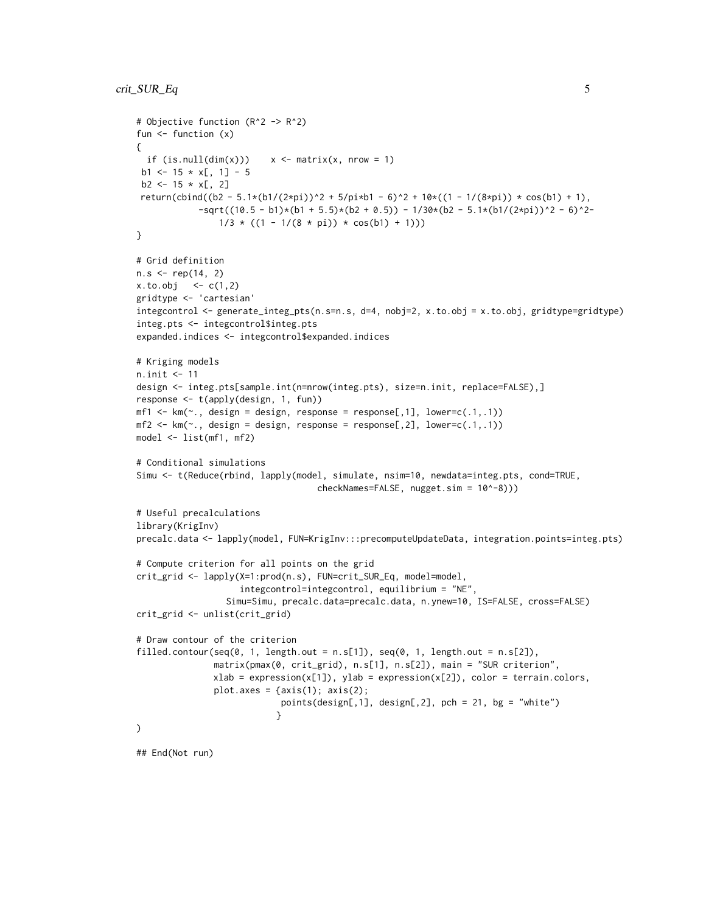```
# Objective function (R^2 -> R^2)
fun <- function (x)
{
  if (is.null(dim(x)))    x <- matrix(x, nrow = 1)
 b1 <- 15 * x[, 1] - 5
 b2 <- 15 * x[, 2]
 return(cbind((b2 - 5.1*(b1/(2*pi))^2 + 5/pi*b1 - 6)^2 + 10*((1 - 1/(8*pi)) * cos(b1) + 1),
            -sqrt((10.5 - b1)*(b1 + 5.5)*(b2 + 0.5)) - 1/30*(b2 - 5.1*(b1/(2*pi))^2 - 6)^2-
                1/3 * ((1 - 1/(8 * pi)) * cos(b1) + 1)))
}

# Grid definition
n.s <- rep(14, 2)
x.to.obj   <- c(1,2)
gridtype <- 'cartesian'
integcontrol <- generate_integ_pts(n.s=n.s, d=4, nobj=2, x.to.obj = x.to.obj, gridtype=gridtype)
integ.pts <- integcontrol$integ.pts
expanded.indices <- integcontrol$expanded.indices

# Kriging models
n.init <- 11
design <- integ.pts[sample.int(n=nrow(integ.pts), size=n.init, replace=FALSE),]
response <- t(apply(design, 1, fun))
mf1 <- km(~., design = design, response = response[,1], lower=c(.1,.1))
mf2 <- km(~., design = design, response = response[,2], lower=c(.1,.1))
model <- list(mf1, mf2)

# Conditional simulations
Simu <- t(Reduce(rbind, lapply(model, simulate, nsim=10, newdata=integ.pts, cond=TRUE,
                                    checkNames=FALSE, nugget.sim = 10^-8)))

# Useful precalculations
library(KrigInv)
precalc.data <- lapply(model, FUN=KrigInv:::precomputeUpdateData, integration.points=integ.pts)

# Compute criterion for all points on the grid
crit_grid <- lapply(X=1:prod(n.s), FUN=crit_SUR_Eq, model=model,
                    integcontrol=integcontrol, equilibrium = "NE",
                  Simu=Simu, precalc.data=precalc.data, n.ynew=10, IS=FALSE, cross=FALSE)
crit_grid <- unlist(crit_grid)

# Draw contour of the criterion
filled.contour(seq(0, 1, length.out = n.s[1]), seq(0, 1, length.out = n.s[2]),
               matrix(pmax(0, crit_grid), n.s[1], n.s[2]), main = "SUR criterion",
               xlab = expression(x[1]), ylab = expression(x[2]), color = terrain.colors,
               plot.axes = {axis(1); axis(2);
                            points(design[,1], design[,2], pch = 21, bg = "white")
                           }
)

## End(Not run)
```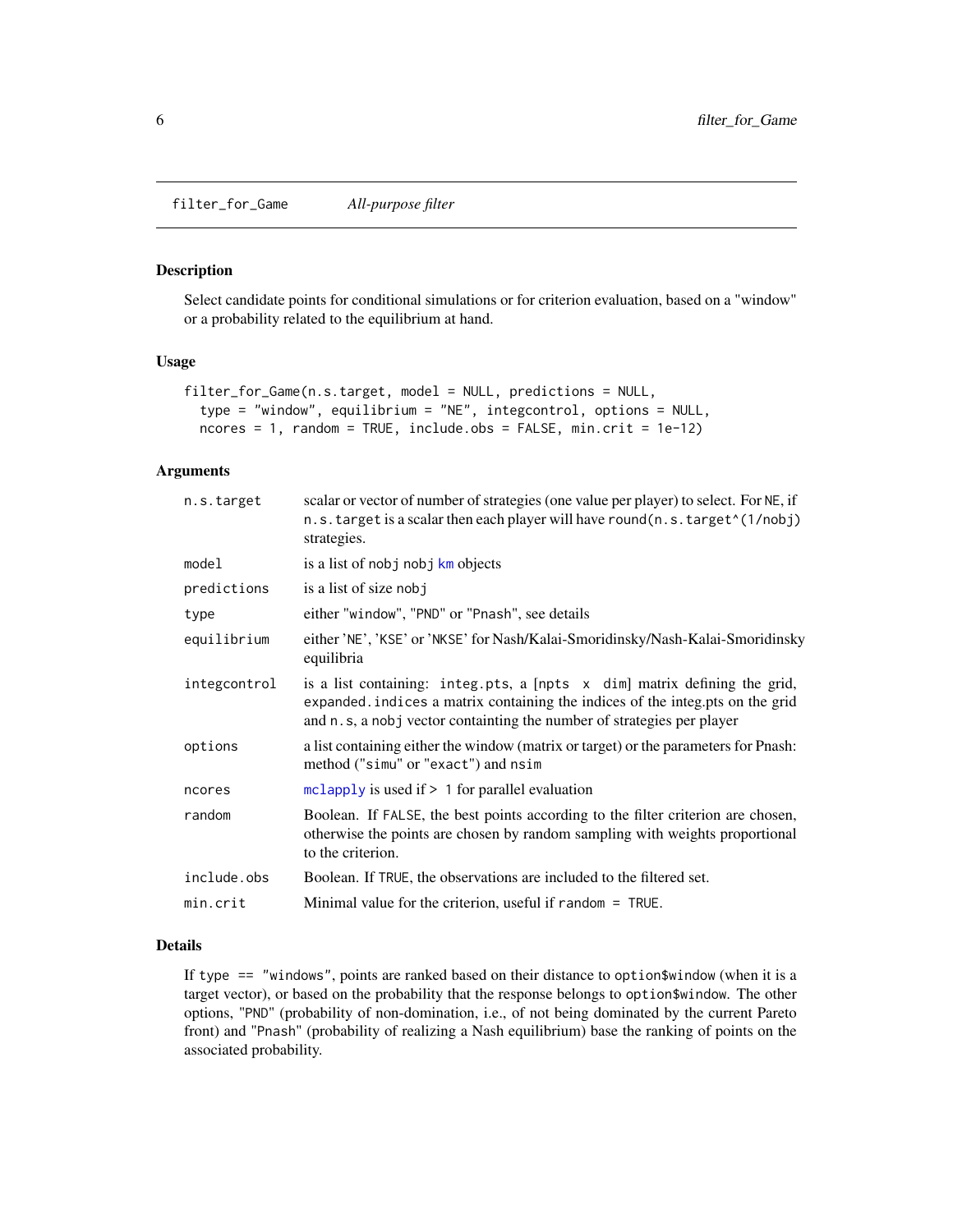## filter_for_Game — *All-purpose filter*

### Description

Select candidate points for conditional simulations or for criterion evaluation, based on a "window" or a probability related to the equilibrium at hand.

### Usage

```
filter_for_Game(n.s.target, model = NULL, predictions = NULL,
  type = "window", equilibrium = "NE", integcontrol, options = NULL,
  ncores = 1, random = TRUE, include.obs = FALSE, min.crit = 1e-12)
```

### Arguments

| Argument | Description |
| --- | --- |
| `n.s.target` | scalar or vector of number of strategies (one value per player) to select. For `NE`, if `n.s.target` is a scalar then each player will have `round(n.s.target^(1/nobj)` strategies. |
| `model` | is a list of `nobj` `nobj` `km` objects |
| `predictions` | is a list of size `nobj` |
| `type` | either `"window"`, `"PND"` or `"Pnash"`, see details |
| `equilibrium` | either 'NE', 'KSE' or 'NKSE' for Nash/Kalai-Smoridinsky/Nash-Kalai-Smoridinsky equilibria |
| `integcontrol` | is a list containing: `integ.pts`, a `[npts x dim]` matrix defining the grid, `expanded.indices` a matrix containing the indices of the integ.pts on the grid and `n.s`, a `nobj` vector containting the number of strategies per player |
| `options` | a list containing either the window (matrix or target) or the parameters for Pnash: method (`"simu"` or `"exact"`) and `nsim` |
| `ncores` | `mclapply` is used if `> 1` for parallel evaluation |
| `random` | Boolean. If `FALSE`, the best points according to the filter criterion are chosen, otherwise the points are chosen by random sampling with weights proportional to the criterion. |
| `include.obs` | Boolean. If `TRUE`, the observations are included to the filtered set. |
| `min.crit` | Minimal value for the criterion, useful if `random = TRUE`. |

### Details

If `type == "windows"`, points are ranked based on their distance to `option$window` (when it is a target vector), or based on the probability that the response belongs to `option$window`. The other options, `"PND"` (probability of non-domination, i.e., of not being dominated by the current Pareto front) and `"Pnash"` (probability of realizing a Nash equilibrium) base the ranking of points on the associated probability.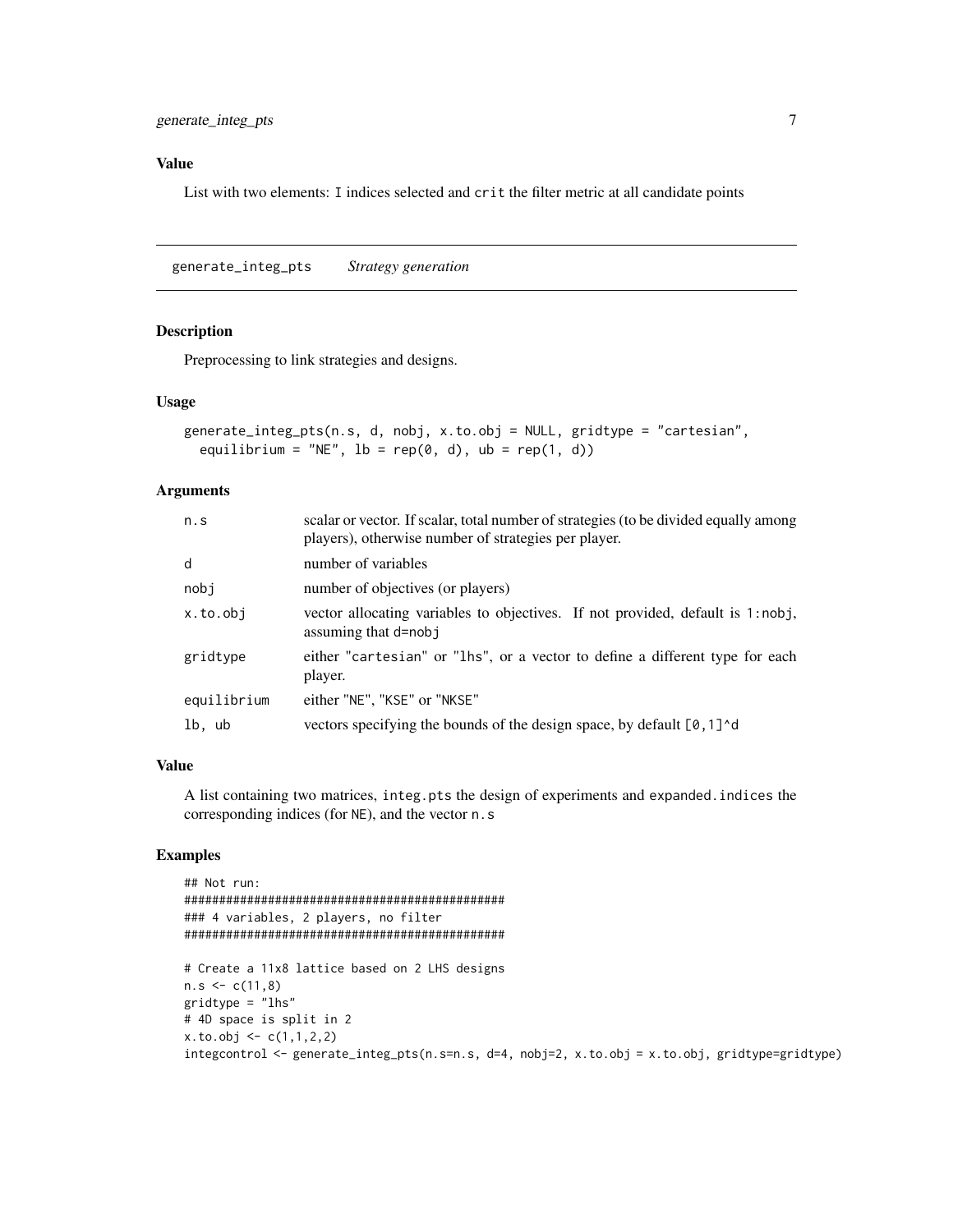### Value

List with two elements: I indices selected and crit the filter metric at all candidate points

## generate_integ_pts *Strategy generation*

### Description

Preprocessing to link strategies and designs.

### Usage

```
generate_integ_pts(n.s, d, nobj, x.to.obj = NULL, gridtype = "cartesian",
  equilibrium = "NE", lb = rep(0, d), ub = rep(1, d))
```

### Arguments

| | |
|---|---|
| n.s | scalar or vector. If scalar, total number of strategies (to be divided equally among players), otherwise number of strategies per player. |
| d | number of variables |
| nobj | number of objectives (or players) |
| x.to.obj | vector allocating variables to objectives. If not provided, default is 1:nobj, assuming that d=nobj |
| gridtype | either "cartesian" or "lhs", or a vector to define a different type for each player. |
| equilibrium | either "NE", "KSE" or "NKSE" |
| lb, ub | vectors specifying the bounds of the design space, by default [0,1]^d |

### Value

A list containing two matrices, integ.pts the design of experiments and expanded.indices the corresponding indices (for NE), and the vector n.s

### Examples

```
## Not run:
################################################
### 4 variables, 2 players, no filter
################################################

# Create a 11x8 lattice based on 2 LHS designs
n.s <- c(11,8)
gridtype = "lhs"
# 4D space is split in 2
x.to.obj <- c(1,1,2,2)
integcontrol <- generate_integ_pts(n.s=n.s, d=4, nobj=2, x.to.obj = x.to.obj, gridtype=gridtype)
```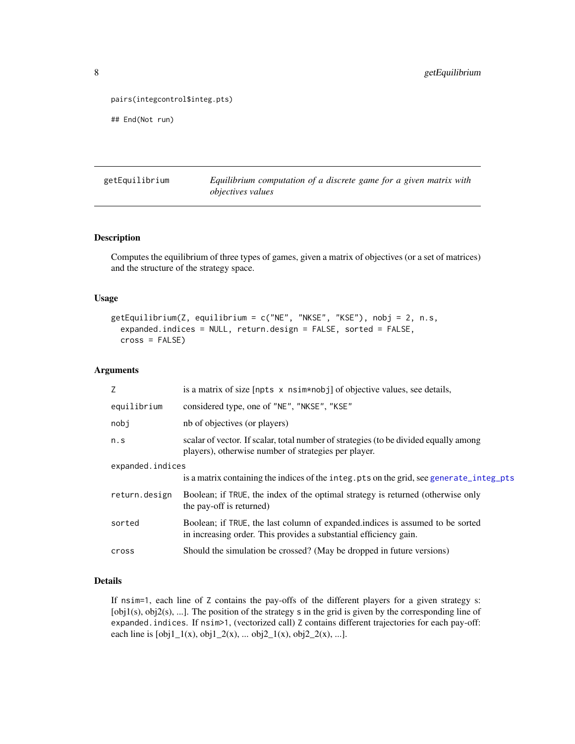```
pairs(integcontrol$integ.pts)

## End(Not run)
```

## getEquilibrium *Equilibrium computation of a discrete game for a given matrix with objectives values*

### Description

Computes the equilibrium of three types of games, given a matrix of objectives (or a set of matrices) and the structure of the strategy space.

### Usage

```
getEquilibrium(Z, equilibrium = c("NE", "NKSE", "KSE"), nobj = 2, n.s,
  expanded.indices = NULL, return.design = FALSE, sorted = FALSE,
  cross = FALSE)
```

### Arguments

| | |
|---|---|
| `Z` | is a matrix of size [`npts x nsim*nobj`] of objective values, see details, |
| `equilibrium` | considered type, one of `"NE"`, `"NKSE"`, `"KSE"` |
| `nobj` | nb of objectives (or players) |
| `n.s` | scalar of vector. If scalar, total number of strategies (to be divided equally among players), otherwise number of strategies per player. |
| `expanded.indices` | is a matrix containing the indices of the `integ.pts` on the grid, see `generate_integ_pts` |
| `return.design` | Boolean; if `TRUE`, the index of the optimal strategy is returned (otherwise only the pay-off is returned) |
| `sorted` | Boolean; if `TRUE`, the last column of expanded.indices is assumed to be sorted in increasing order. This provides a substantial efficiency gain. |
| `cross` | Should the simulation be crossed? (May be dropped in future versions) |

### Details

If `nsim=1`, each line of `Z` contains the pay-offs of the different players for a given strategy `s`: [obj1(s), obj2(s), ...]. The position of the strategy `s` in the grid is given by the corresponding line of `expanded.indices`. If `nsim>1`, (vectorized call) `Z` contains different trajectories for each pay-off: each line is [obj1_1(x), obj1_2(x), ... obj2_1(x), obj2_2(x), ...].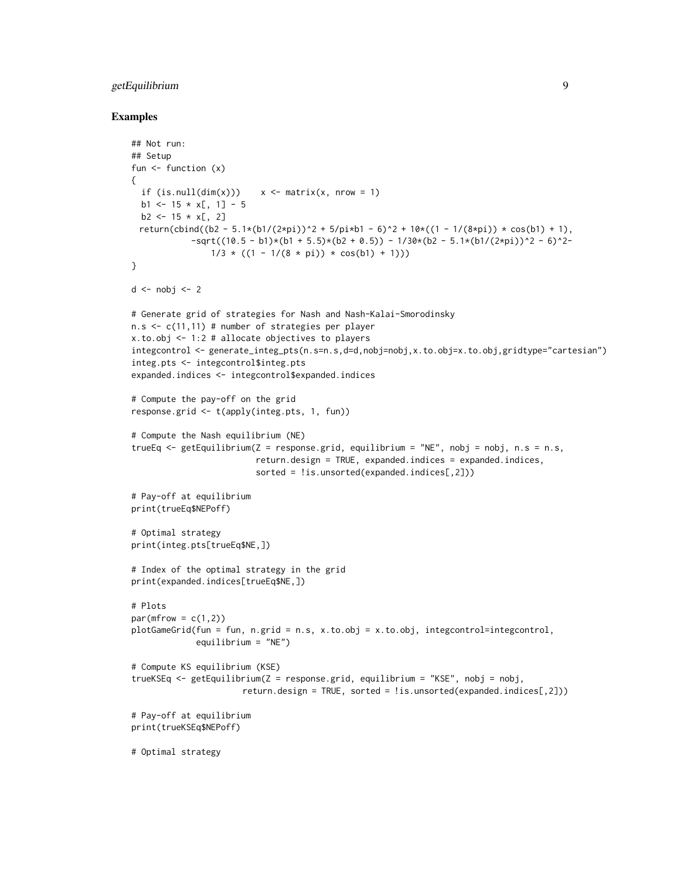## Examples

```
## Not run:
## Setup
fun <- function (x)
{
  if (is.null(dim(x)))    x <- matrix(x, nrow = 1)
  b1 <- 15 * x[, 1] - 5
  b2 <- 15 * x[, 2]
 return(cbind((b2 - 5.1*(b1/(2*pi))^2 + 5/pi*b1 - 6)^2 + 10*((1 - 1/(8*pi)) * cos(b1) + 1),
            -sqrt((10.5 - b1)*(b1 + 5.5)*(b2 + 0.5)) - 1/30*(b2 - 5.1*(b1/(2*pi))^2 - 6)^2-
                1/3 * ((1 - 1/(8 * pi)) * cos(b1) + 1)))
}

d <- nobj <- 2

# Generate grid of strategies for Nash and Nash-Kalai-Smorodinsky
n.s <- c(11,11) # number of strategies per player
x.to.obj <- 1:2 # allocate objectives to players
integcontrol <- generate_integ_pts(n.s=n.s,d=d,nobj=nobj,x.to.obj=x.to.obj,gridtype="cartesian")
integ.pts <- integcontrol$integ.pts
expanded.indices <- integcontrol$expanded.indices

# Compute the pay-off on the grid
response.grid <- t(apply(integ.pts, 1, fun))

# Compute the Nash equilibrium (NE)
trueEq <- getEquilibrium(Z = response.grid, equilibrium = "NE", nobj = nobj, n.s = n.s,
                         return.design = TRUE, expanded.indices = expanded.indices,
                         sorted = !is.unsorted(expanded.indices[,2]))

# Pay-off at equilibrium
print(trueEq$NEPoff)

# Optimal strategy
print(integ.pts[trueEq$NE,])

# Index of the optimal strategy in the grid
print(expanded.indices[trueEq$NE,])

# Plots
par(mfrow = c(1,2))
plotGameGrid(fun = fun, n.grid = n.s, x.to.obj = x.to.obj, integcontrol=integcontrol,
             equilibrium = "NE")

# Compute KS equilibrium (KSE)
trueKSEq <- getEquilibrium(Z = response.grid, equilibrium = "KSE", nobj = nobj,
                      return.design = TRUE, sorted = !is.unsorted(expanded.indices[,2]))

# Pay-off at equilibrium
print(trueKSEq$NEPoff)

# Optimal strategy
```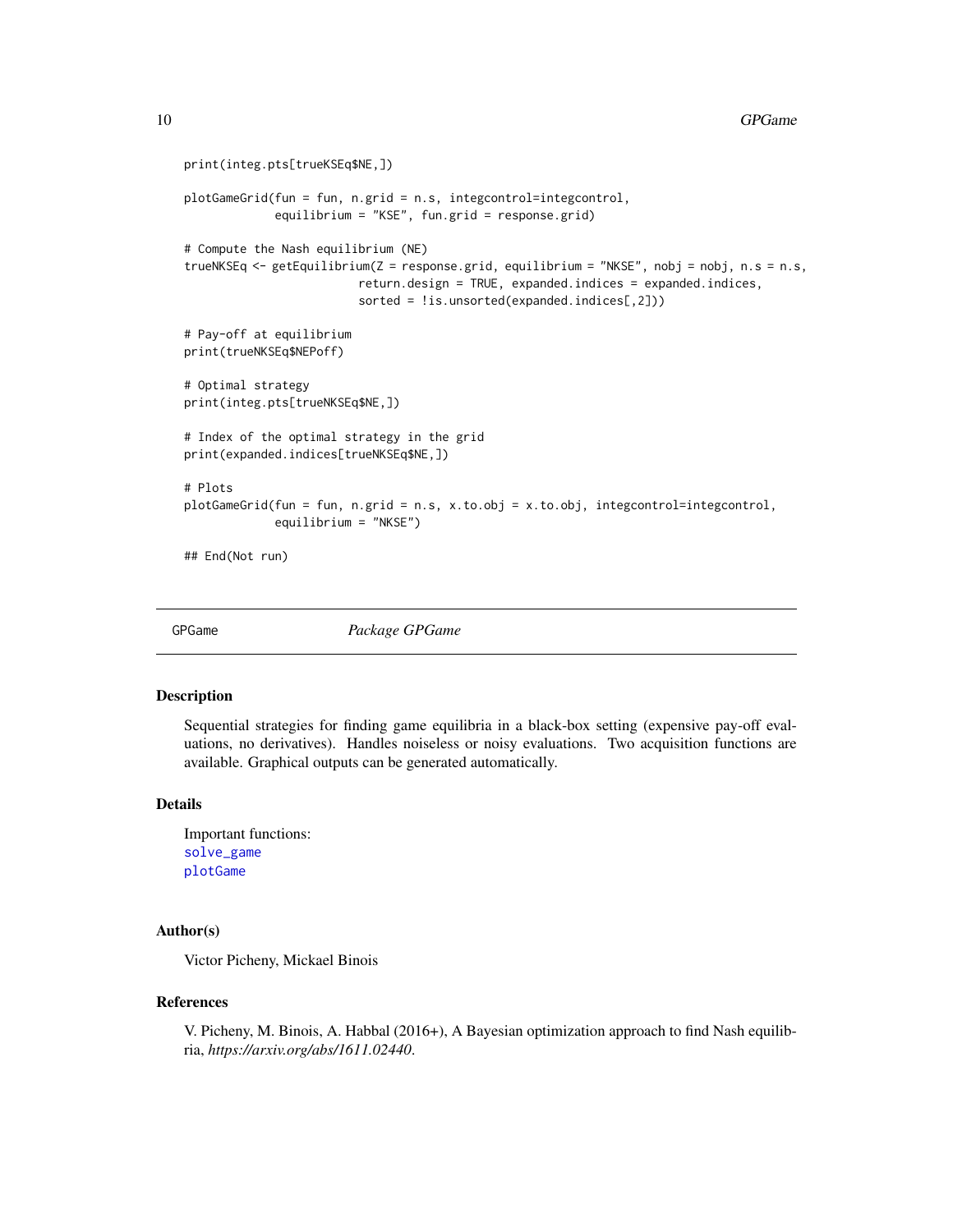```
print(integ.pts[trueKSEq$NE,])

plotGameGrid(fun = fun, n.grid = n.s, integcontrol=integcontrol,
             equilibrium = "KSE", fun.grid = response.grid)

# Compute the Nash equilibrium (NE)
trueNKSEq <- getEquilibrium(Z = response.grid, equilibrium = "NKSE", nobj = nobj, n.s = n.s,
                          return.design = TRUE, expanded.indices = expanded.indices,
                          sorted = !is.unsorted(expanded.indices[,2]))

# Pay-off at equilibrium
print(trueNKSEq$NEPoff)

# Optimal strategy
print(integ.pts[trueNKSEq$NE,])

# Index of the optimal strategy in the grid
print(expanded.indices[trueNKSEq$NE,])

# Plots
plotGameGrid(fun = fun, n.grid = n.s, x.to.obj = x.to.obj, integcontrol=integcontrol,
             equilibrium = "NKSE")

## End(Not run)
```

---

## GPGame *Package GPGame*

### Description

Sequential strategies for finding game equilibria in a black-box setting (expensive pay-off evaluations, no derivatives). Handles noiseless or noisy evaluations. Two acquisition functions are available. Graphical outputs can be generated automatically.

### Details

Important functions:
solve_game
plotGame

### Author(s)

Victor Picheny, Mickael Binois

### References

V. Picheny, M. Binois, A. Habbal (2016+), A Bayesian optimization approach to find Nash equilibria, *https://arxiv.org/abs/1611.02440*.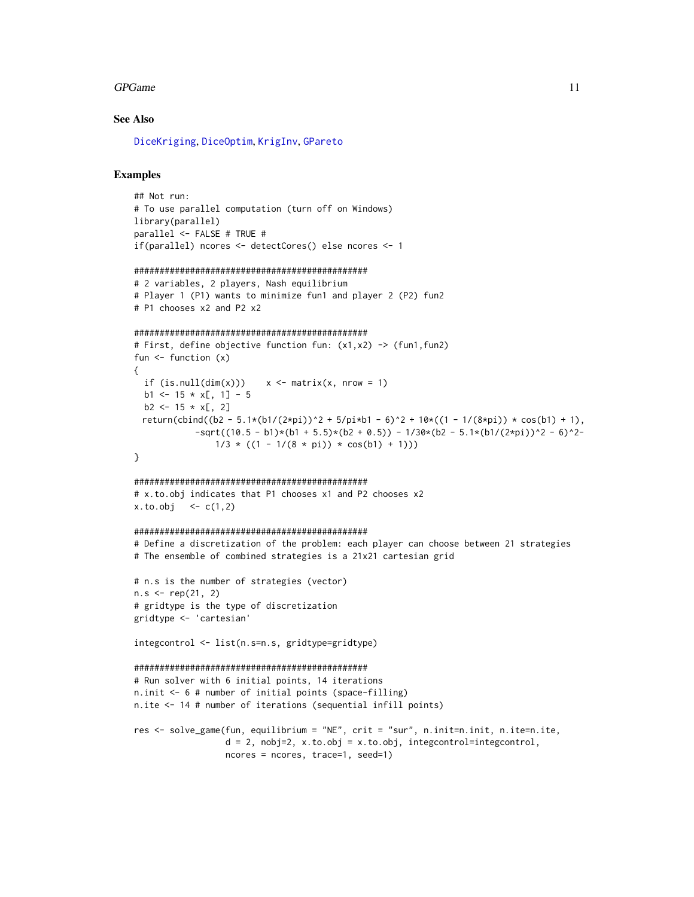### See Also

DiceKriging, DiceOptim, KrigInv, GPareto

### Examples

```
## Not run:
# To use parallel computation (turn off on Windows)
library(parallel)
parallel <- FALSE # TRUE #
if(parallel) ncores <- detectCores() else ncores <- 1

################################################
# 2 variables, 2 players, Nash equilibrium
# Player 1 (P1) wants to minimize fun1 and player 2 (P2) fun2
# P1 chooses x2 and P2 x2

################################################
# First, define objective function fun: (x1,x2) -> (fun1,fun2)
fun <- function (x)
{
  if (is.null(dim(x)))    x <- matrix(x, nrow = 1)
  b1 <- 15 * x[, 1] - 5
  b2 <- 15 * x[, 2]
  return(cbind((b2 - 5.1*(b1/(2*pi))^2 + 5/pi*b1 - 6)^2 + 10*((1 - 1/(8*pi)) * cos(b1) + 1),
            -sqrt((10.5 - b1)*(b1 + 5.5)*(b2 + 0.5)) - 1/30*(b2 - 5.1*(b1/(2*pi))^2 - 6)^2-
                1/3 * ((1 - 1/(8 * pi)) * cos(b1) + 1)))
}

################################################
# x.to.obj indicates that P1 chooses x1 and P2 chooses x2
x.to.obj   <- c(1,2)

################################################
# Define a discretization of the problem: each player can choose between 21 strategies
# The ensemble of combined strategies is a 21x21 cartesian grid

# n.s is the number of strategies (vector)
n.s <- rep(21, 2)
# gridtype is the type of discretization
gridtype <- 'cartesian'

integcontrol <- list(n.s=n.s, gridtype=gridtype)

################################################
# Run solver with 6 initial points, 14 iterations
n.init <- 6 # number of initial points (space-filling)
n.ite <- 14 # number of iterations (sequential infill points)

res <- solve_game(fun, equilibrium = "NE", crit = "sur", n.init=n.init, n.ite=n.ite,
                  d = 2, nobj=2, x.to.obj = x.to.obj, integcontrol=integcontrol,
                  ncores = ncores, trace=1, seed=1)
```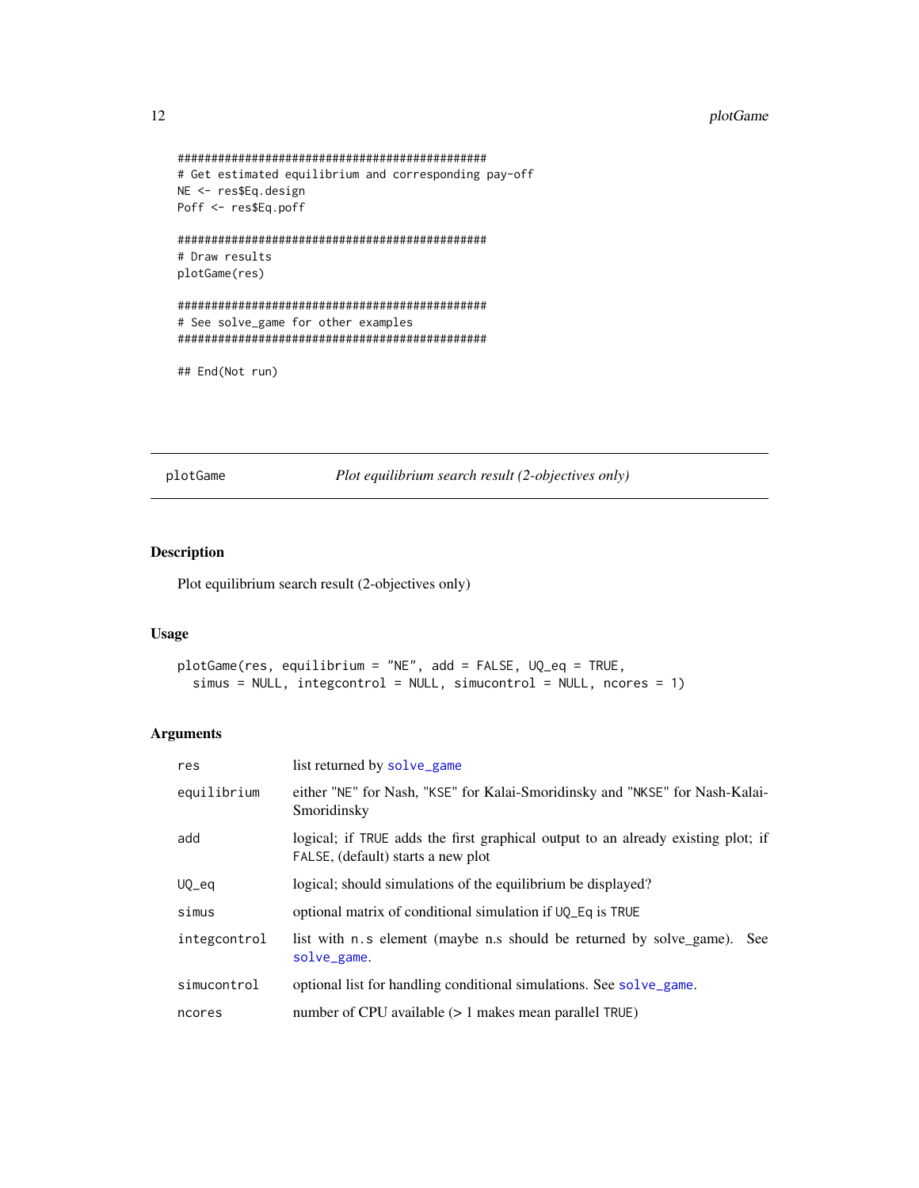```
##############################################
# Get estimated equilibrium and corresponding pay-off
NE <- res$Eq.design
Poff <- res$Eq.poff

##############################################
# Draw results
plotGame(res)

##############################################
# See solve_game for other examples
##############################################

## End(Not run)
```

---

## plotGame — *Plot equilibrium search result (2-objectives only)*

---

### Description

Plot equilibrium search result (2-objectives only)

### Usage

```
plotGame(res, equilibrium = "NE", add = FALSE, UQ_eq = TRUE,
  simus = NULL, integcontrol = NULL, simucontrol = NULL, ncores = 1)
```

### Arguments

| | |
|---|---|
| `res` | list returned by `solve_game` |
| `equilibrium` | either "NE" for Nash, "KSE" for Kalai-Smoridinsky and "NKSE" for Nash-Kalai-Smoridinsky |
| `add` | logical; if `TRUE` adds the first graphical output to an already existing plot; if `FALSE`, (default) starts a new plot |
| `UQ_eq` | logical; should simulations of the equilibrium be displayed? |
| `simus` | optional matrix of conditional simulation if `UQ_Eq` is `TRUE` |
| `integcontrol` | list with `n.s` element (maybe n.s should be returned by solve_game). See `solve_game`. |
| `simucontrol` | optional list for handling conditional simulations. See `solve_game`. |
| `ncores` | number of CPU available (> 1 makes mean parallel `TRUE`) |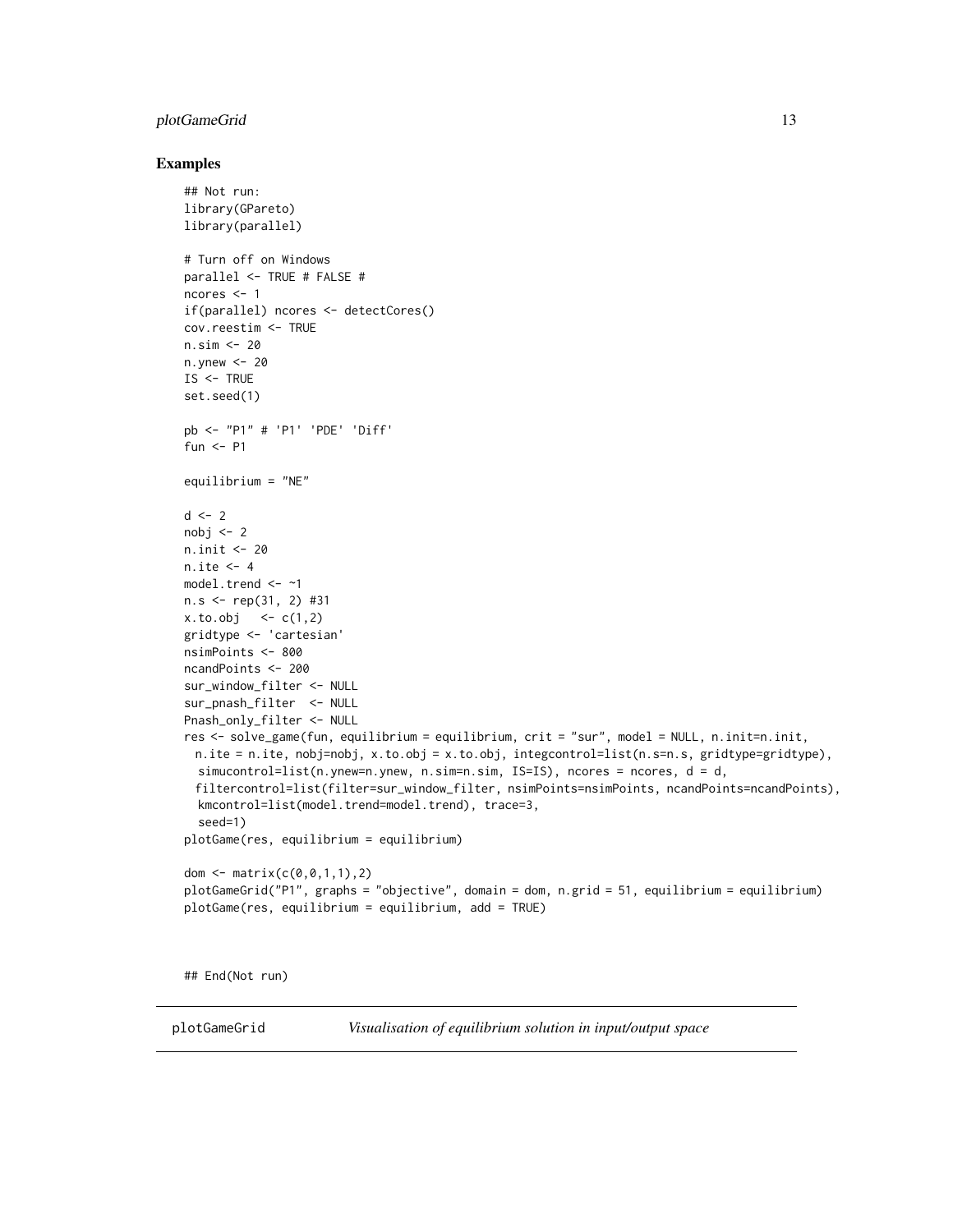## Examples

```
## Not run:
library(GPareto)
library(parallel)

# Turn off on Windows
parallel <- TRUE # FALSE #
ncores <- 1
if(parallel) ncores <- detectCores()
cov.reestim <- TRUE
n.sim <- 20
n.ynew <- 20
IS <- TRUE
set.seed(1)

pb <- "P1" # 'P1' 'PDE' 'Diff'
fun <- P1

equilibrium = "NE"

d <- 2
nobj <- 2
n.init <- 20
n.ite <- 4
model.trend <- ~1
n.s <- rep(31, 2) #31
x.to.obj   <- c(1,2)
gridtype <- 'cartesian'
nsimPoints <- 800
ncandPoints <- 200
sur_window_filter <- NULL
sur_pnash_filter  <- NULL
Pnash_only_filter <- NULL
res <- solve_game(fun, equilibrium = equilibrium, crit = "sur", model = NULL, n.init=n.init,
  n.ite = n.ite, nobj=nobj, x.to.obj = x.to.obj, integcontrol=list(n.s=n.s, gridtype=gridtype),
   simucontrol=list(n.ynew=n.ynew, n.sim=n.sim, IS=IS), ncores = ncores, d = d,
  filtercontrol=list(filter=sur_window_filter, nsimPoints=nsimPoints, ncandPoints=ncandPoints),
   kmcontrol=list(model.trend=model.trend), trace=3,
   seed=1)
plotGame(res, equilibrium = equilibrium)

dom <- matrix(c(0,0,1,1),2)
plotGameGrid("P1", graphs = "objective", domain = dom, n.grid = 51, equilibrium = equilibrium)
plotGame(res, equilibrium = equilibrium, add = TRUE)


## End(Not run)
```

---

plotGameGrid *Visualisation of equilibrium solution in input/output space*

---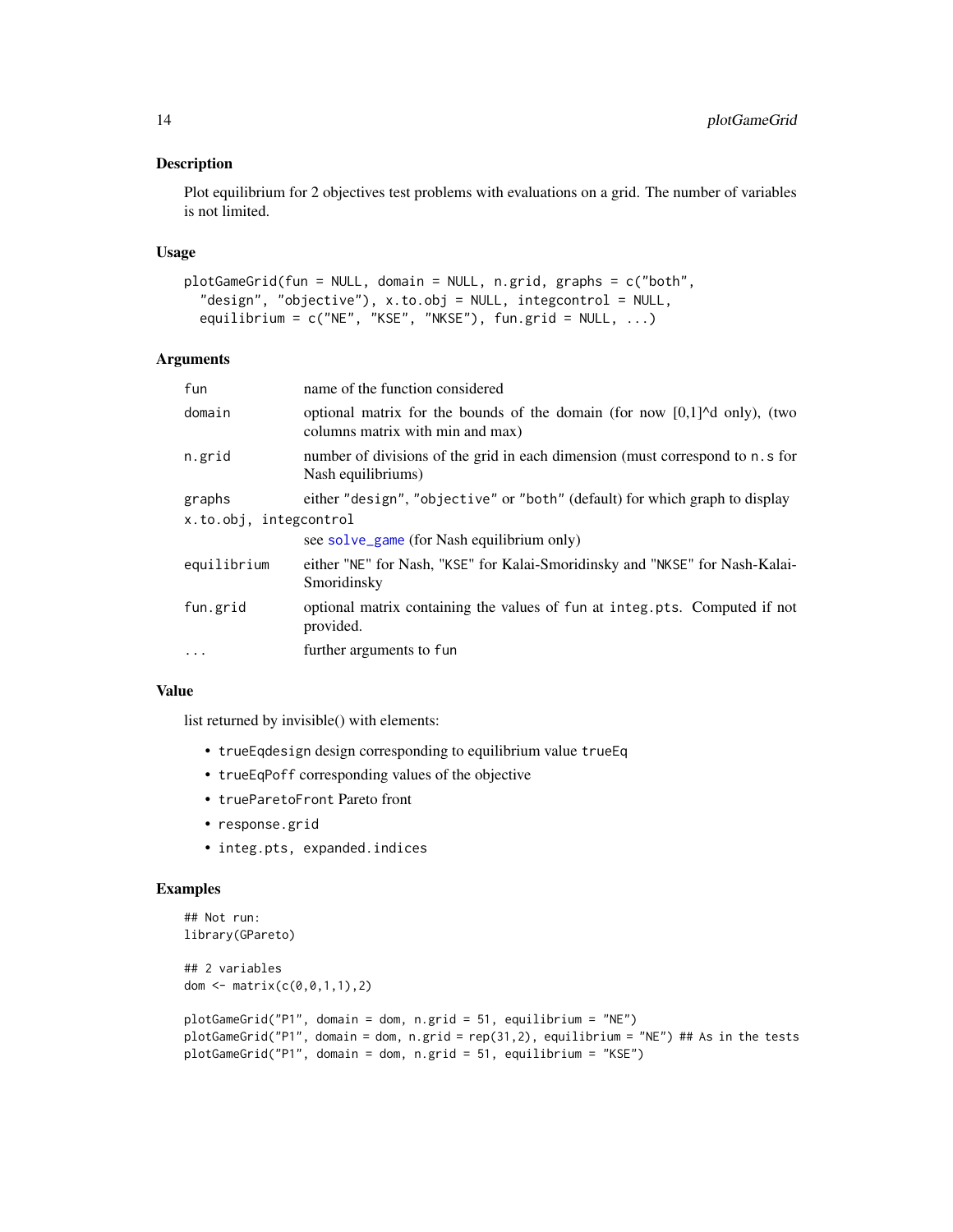## Description

Plot equilibrium for 2 objectives test problems with evaluations on a grid. The number of variables is not limited.

## Usage

```
plotGameGrid(fun = NULL, domain = NULL, n.grid, graphs = c("both",
  "design", "objective"), x.to.obj = NULL, integcontrol = NULL,
  equilibrium = c("NE", "KSE", "NKSE"), fun.grid = NULL, ...)
```

## Arguments

| | |
|---|---|
| `fun` | name of the function considered |
| `domain` | optional matrix for the bounds of the domain (for now [0,1]^d only), (two columns matrix with min and max) |
| `n.grid` | number of divisions of the grid in each dimension (must correspond to `n.s` for Nash equilibriums) |
| `graphs` | either `"design"`, `"objective"` or `"both"` (default) for which graph to display |
| `x.to.obj, integcontrol` | see `solve_game` (for Nash equilibrium only) |
| `equilibrium` | either "NE" for Nash, "KSE" for Kalai-Smoridinsky and "NKSE" for Nash-Kalai-Smoridinsky |
| `fun.grid` | optional matrix containing the values of `fun` at `integ.pts`. Computed if not provided. |
| `...` | further arguments to `fun` |

## Value

list returned by invisible() with elements:

- `trueEqdesign` design corresponding to equilibrium value `trueEq`
- `trueEqPoff` corresponding values of the objective
- `trueParetoFront` Pareto front
- `response.grid`
- `integ.pts, expanded.indices`

## Examples

```
## Not run:
library(GPareto)

## 2 variables
dom <- matrix(c(0,0,1,1),2)

plotGameGrid("P1", domain = dom, n.grid = 51, equilibrium = "NE")
plotGameGrid("P1", domain = dom, n.grid = rep(31,2), equilibrium = "NE") ## As in the tests
plotGameGrid("P1", domain = dom, n.grid = 51, equilibrium = "KSE")
```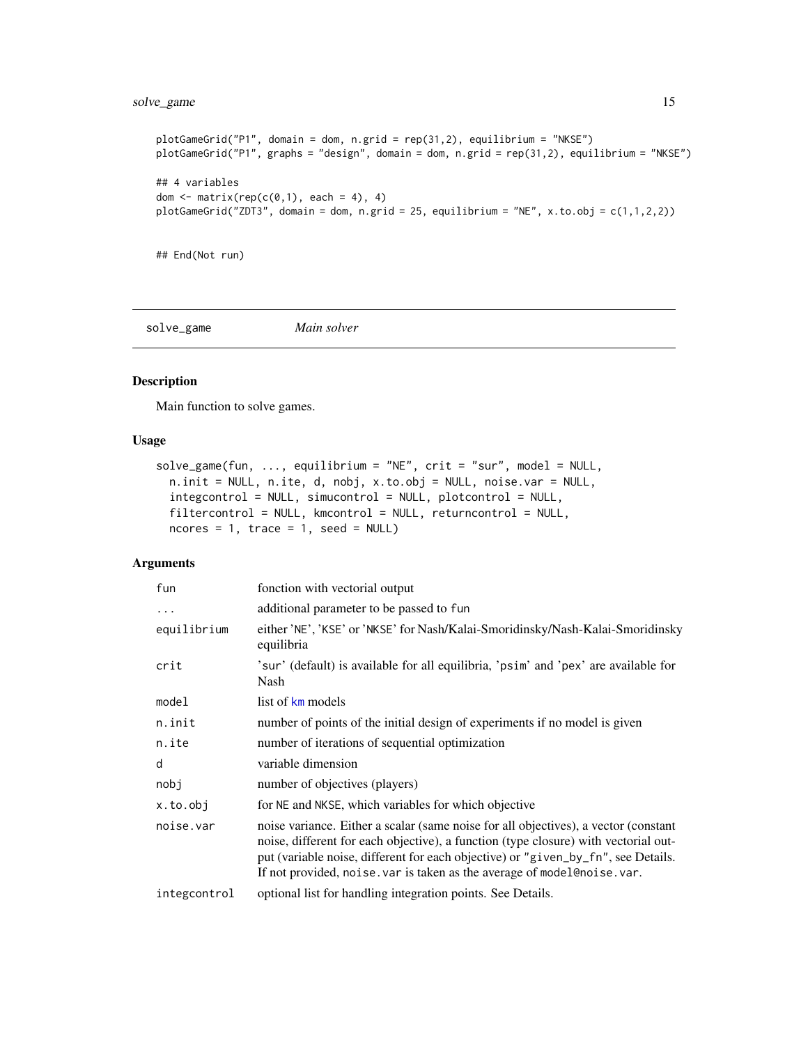```
plotGameGrid("P1", domain = dom, n.grid = rep(31,2), equilibrium = "NKSE")
plotGameGrid("P1", graphs = "design", domain = dom, n.grid = rep(31,2), equilibrium = "NKSE")

## 4 variables
dom <- matrix(rep(c(0,1), each = 4), 4)
plotGameGrid("ZDT3", domain = dom, n.grid = 25, equilibrium = "NE", x.to.obj = c(1,1,2,2))


## End(Not run)
```

---

## solve_game *Main solver*

### Description

Main function to solve games.

### Usage

```
solve_game(fun, ..., equilibrium = "NE", crit = "sur", model = NULL,
  n.init = NULL, n.ite, d, nobj, x.to.obj = NULL, noise.var = NULL,
  integcontrol = NULL, simucontrol = NULL, plotcontrol = NULL,
  filtercontrol = NULL, kmcontrol = NULL, returncontrol = NULL,
  ncores = 1, trace = 1, seed = NULL)
```

### Arguments

| | |
|---|---|
| `fun` | fonction with vectorial output |
| `...` | additional parameter to be passed to `fun` |
| `equilibrium` | either 'NE', 'KSE' or 'NKSE' for Nash/Kalai-Smoridinsky/Nash-Kalai-Smoridinsky equilibria |
| `crit` | 'sur' (default) is available for all equilibria, 'psim' and 'pex' are available for Nash |
| `model` | list of km models |
| `n.init` | number of points of the initial design of experiments if no model is given |
| `n.ite` | number of iterations of sequential optimization |
| `d` | variable dimension |
| `nobj` | number of objectives (players) |
| `x.to.obj` | for NE and NKSE, which variables for which objective |
| `noise.var` | noise variance. Either a scalar (same noise for all objectives), a vector (constant noise, different for each objective), a function (type closure) with vectorial output (variable noise, different for each objective) or "given_by_fn", see Details. If not provided, `noise.var` is taken as the average of `model@noise.var`. |
| `integcontrol` | optional list for handling integration points. See Details. |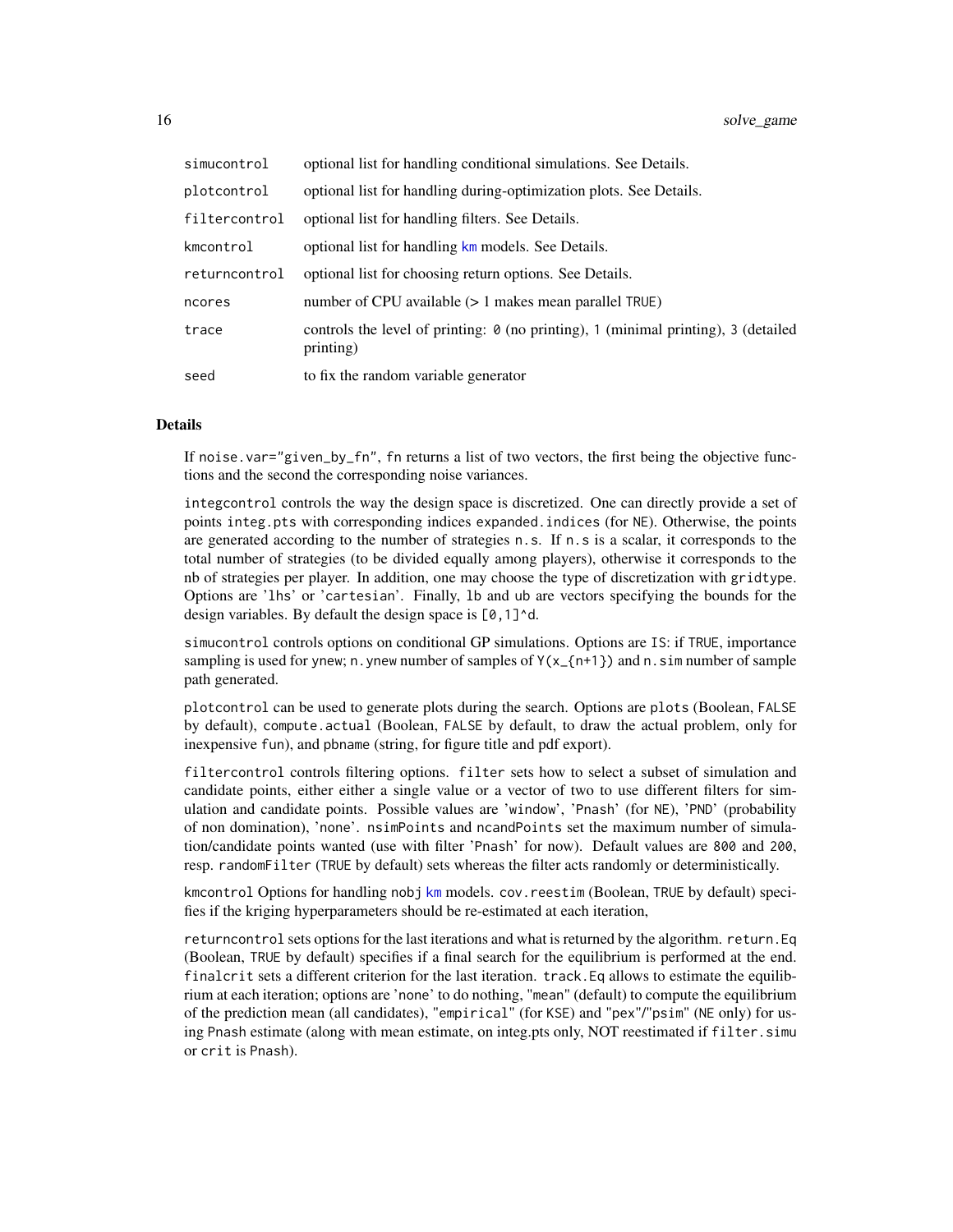| | |
|---|---|
| simucontrol | optional list for handling conditional simulations. See Details. |
| plotcontrol | optional list for handling during-optimization plots. See Details. |
| filtercontrol | optional list for handling filters. See Details. |
| kmcontrol | optional list for handling km models. See Details. |
| returncontrol | optional list for choosing return options. See Details. |
| ncores | number of CPU available (> 1 makes mean parallel TRUE) |
| trace | controls the level of printing: 0 (no printing), 1 (minimal printing), 3 (detailed printing) |
| seed | to fix the random variable generator |

## Details

If noise.var="given_by_fn", fn returns a list of two vectors, the first being the objective functions and the second the corresponding noise variances.

integcontrol controls the way the design space is discretized. One can directly provide a set of points integ.pts with corresponding indices expanded.indices (for NE). Otherwise, the points are generated according to the number of strategies n.s. If n.s is a scalar, it corresponds to the total number of strategies (to be divided equally among players), otherwise it corresponds to the nb of strategies per player. In addition, one may choose the type of discretization with gridtype. Options are 'lhs' or 'cartesian'. Finally, lb and ub are vectors specifying the bounds for the design variables. By default the design space is [0,1]^d.

simucontrol controls options on conditional GP simulations. Options are IS: if TRUE, importance sampling is used for ynew; n.ynew number of samples of Y(x_{n+1}) and n.sim number of sample path generated.

plotcontrol can be used to generate plots during the search. Options are plots (Boolean, FALSE by default), compute.actual (Boolean, FALSE by default, to draw the actual problem, only for inexpensive fun), and pbname (string, for figure title and pdf export).

filtercontrol controls filtering options. filter sets how to select a subset of simulation and candidate points, either either a single value or a vector of two to use different filters for simulation and candidate points. Possible values are 'window', 'Pnash' (for NE), 'PND' (probability of non domination), 'none'. nsimPoints and ncandPoints set the maximum number of simulation/candidate points wanted (use with filter 'Pnash' for now). Default values are 800 and 200, resp. randomFilter (TRUE by default) sets whereas the filter acts randomly or deterministically.

kmcontrol Options for handling nobj km models. cov.reestim (Boolean, TRUE by default) specifies if the kriging hyperparameters should be re-estimated at each iteration,

returncontrol sets options for the last iterations and what is returned by the algorithm. return.Eq (Boolean, TRUE by default) specifies if a final search for the equilibrium is performed at the end. finalcrit sets a different criterion for the last iteration. track.Eq allows to estimate the equilibrium at each iteration; options are 'none' to do nothing, "mean" (default) to compute the equilibrium of the prediction mean (all candidates), "empirical" (for KSE) and "pex"/"psim" (NE only) for using Pnash estimate (along with mean estimate, on integ.pts only, NOT reestimated if filter.simu or crit is Pnash).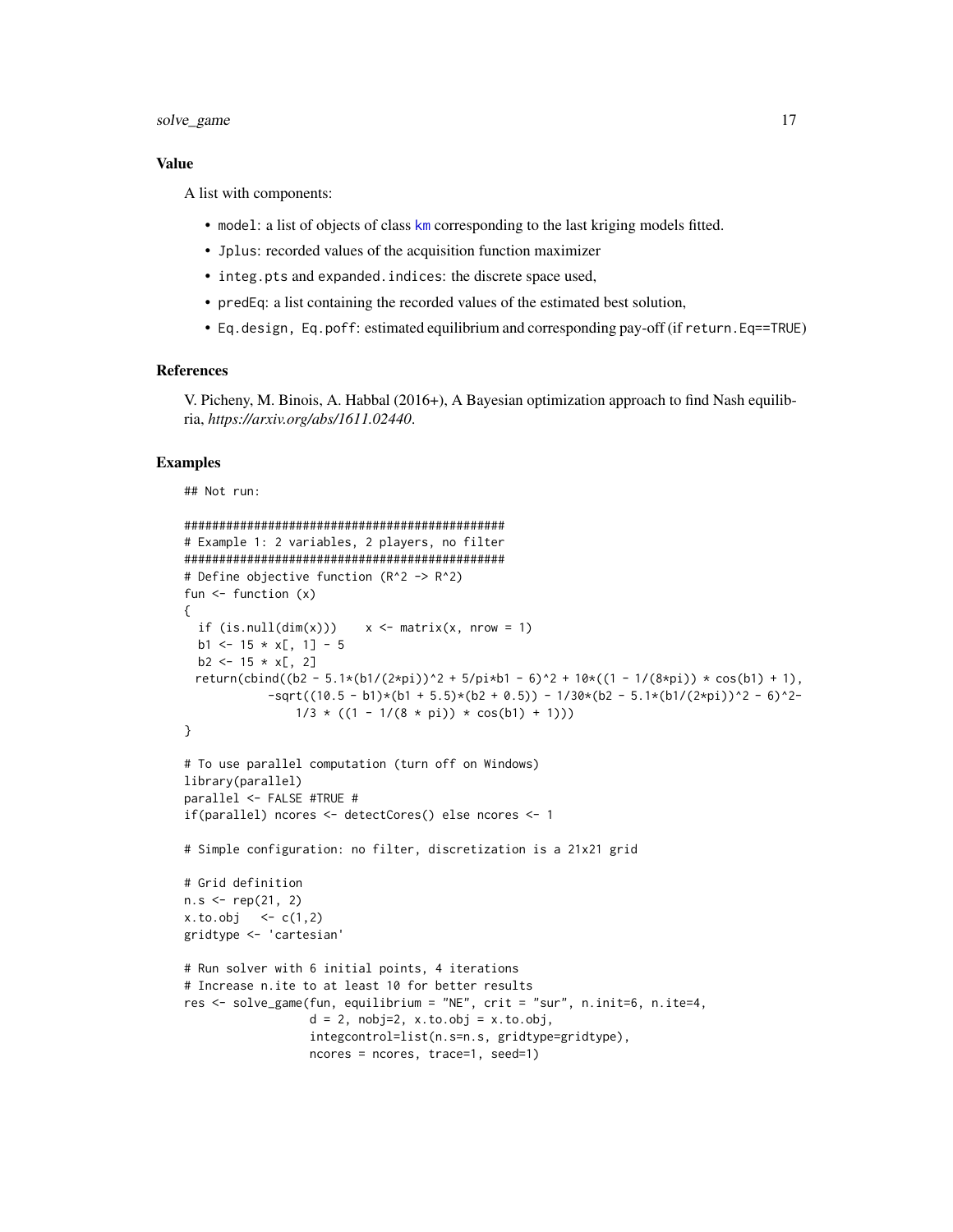### Value

A list with components:

- `model`: a list of objects of class `km` corresponding to the last kriging models fitted.
- `Jplus`: recorded values of the acquisition function maximizer
- `integ.pts` and `expanded.indices`: the discrete space used,
- `predEq`: a list containing the recorded values of the estimated best solution,
- `Eq.design, Eq.poff`: estimated equilibrium and corresponding pay-off (if `return.Eq==TRUE`)

### References

V. Picheny, M. Binois, A. Habbal (2016+), A Bayesian optimization approach to find Nash equilibria, *https://arxiv.org/abs/1611.02440*.

### Examples

```
## Not run:

################################################
# Example 1: 2 variables, 2 players, no filter
################################################
# Define objective function (R^2 -> R^2)
fun <- function (x)
{
  if (is.null(dim(x)))    x <- matrix(x, nrow = 1)
  b1 <- 15 * x[, 1] - 5
  b2 <- 15 * x[, 2]
  return(cbind((b2 - 5.1*(b1/(2*pi))^2 + 5/pi*b1 - 6)^2 + 10*((1 - 1/(8*pi)) * cos(b1) + 1),
            -sqrt((10.5 - b1)*(b1 + 5.5)*(b2 + 0.5)) - 1/30*(b2 - 5.1*(b1/(2*pi))^2 - 6)^2-
                1/3 * ((1 - 1/(8 * pi)) * cos(b1) + 1)))
}

# To use parallel computation (turn off on Windows)
library(parallel)
parallel <- FALSE #TRUE #
if(parallel) ncores <- detectCores() else ncores <- 1

# Simple configuration: no filter, discretization is a 21x21 grid

# Grid definition
n.s <- rep(21, 2)
x.to.obj   <- c(1,2)
gridtype <- 'cartesian'

# Run solver with 6 initial points, 4 iterations
# Increase n.ite to at least 10 for better results
res <- solve_game(fun, equilibrium = "NE", crit = "sur", n.init=6, n.ite=4,
                  d = 2, nobj=2, x.to.obj = x.to.obj,
                  integcontrol=list(n.s=n.s, gridtype=gridtype),
                  ncores = ncores, trace=1, seed=1)
```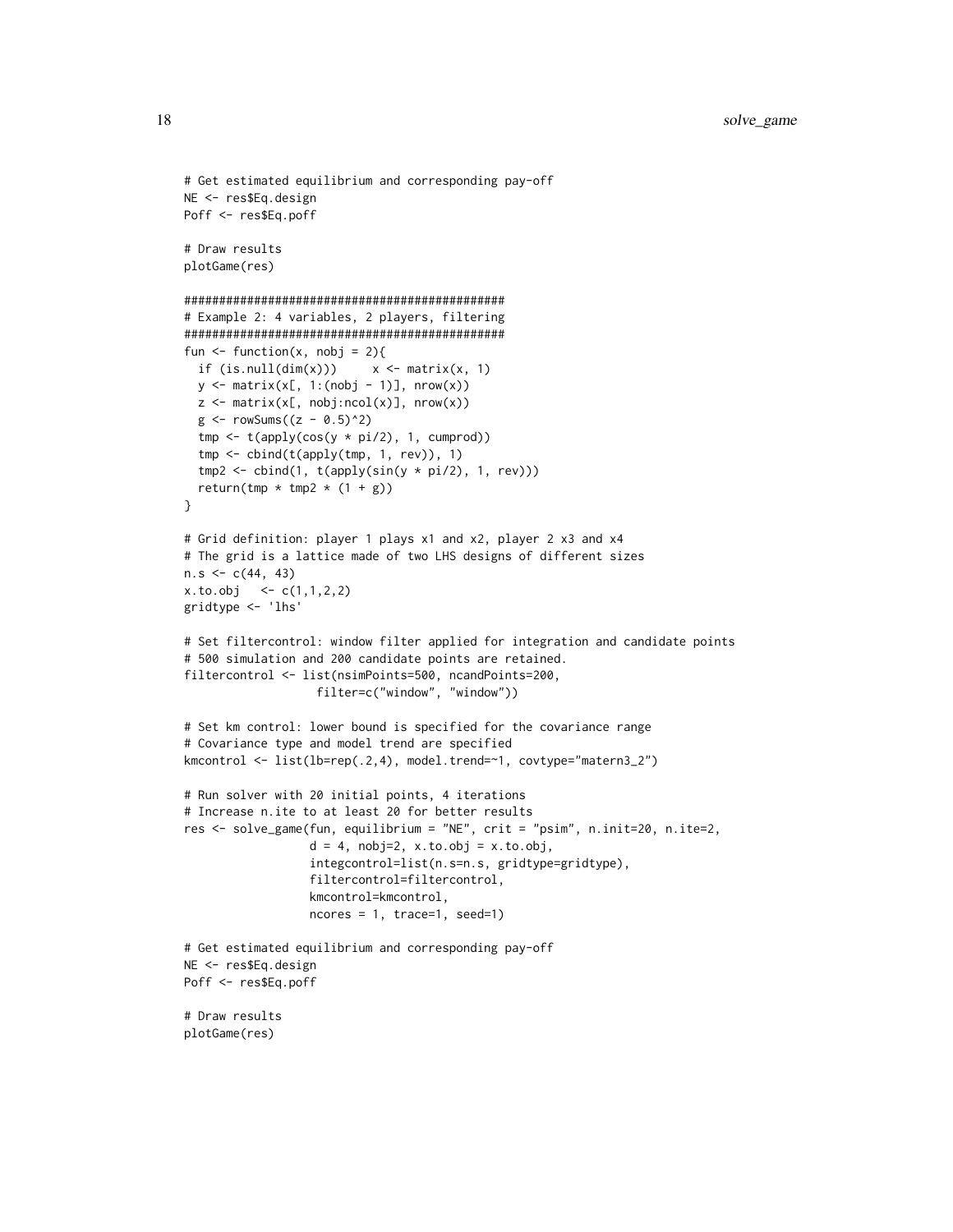```
# Get estimated equilibrium and corresponding pay-off
NE <- res$Eq.design
Poff <- res$Eq.poff

# Draw results
plotGame(res)

##############################################
# Example 2: 4 variables, 2 players, filtering
##############################################
fun <- function(x, nobj = 2){
  if (is.null(dim(x)))     x <- matrix(x, 1)
  y <- matrix(x[, 1:(nobj - 1)], nrow(x))
  z <- matrix(x[, nobj:ncol(x)], nrow(x))
  g <- rowSums((z - 0.5)^2)
  tmp <- t(apply(cos(y * pi/2), 1, cumprod))
  tmp <- cbind(t(apply(tmp, 1, rev)), 1)
  tmp2 <- cbind(1, t(apply(sin(y * pi/2), 1, rev)))
  return(tmp * tmp2 * (1 + g))
}

# Grid definition: player 1 plays x1 and x2, player 2 x3 and x4
# The grid is a lattice made of two LHS designs of different sizes
n.s <- c(44, 43)
x.to.obj   <- c(1,1,2,2)
gridtype <- 'lhs'

# Set filtercontrol: window filter applied for integration and candidate points
# 500 simulation and 200 candidate points are retained.
filtercontrol <- list(nsimPoints=500, ncandPoints=200,
                   filter=c("window", "window"))

# Set km control: lower bound is specified for the covariance range
# Covariance type and model trend are specified
kmcontrol <- list(lb=rep(.2,4), model.trend=~1, covtype="matern3_2")

# Run solver with 20 initial points, 4 iterations
# Increase n.ite to at least 20 for better results
res <- solve_game(fun, equilibrium = "NE", crit = "psim", n.init=20, n.ite=2,
                  d = 4, nobj=2, x.to.obj = x.to.obj,
                  integcontrol=list(n.s=n.s, gridtype=gridtype),
                  filtercontrol=filtercontrol,
                  kmcontrol=kmcontrol,
                  ncores = 1, trace=1, seed=1)

# Get estimated equilibrium and corresponding pay-off
NE <- res$Eq.design
Poff <- res$Eq.poff

# Draw results
plotGame(res)
```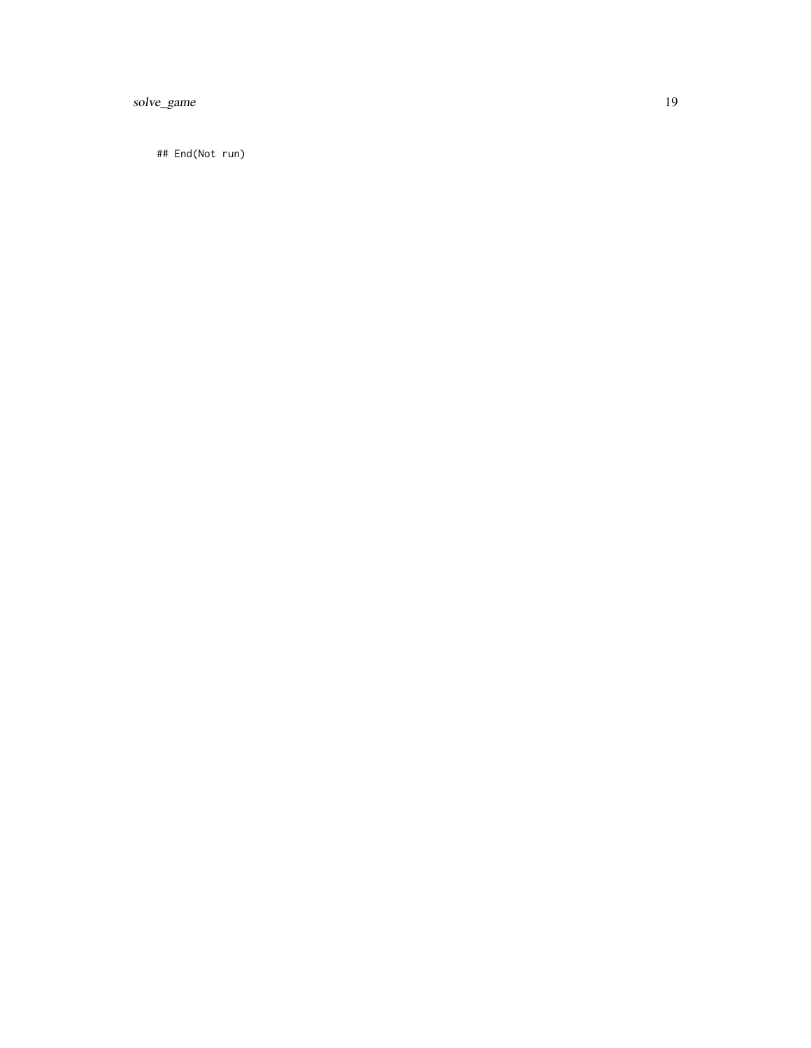```
## End(Not run)
```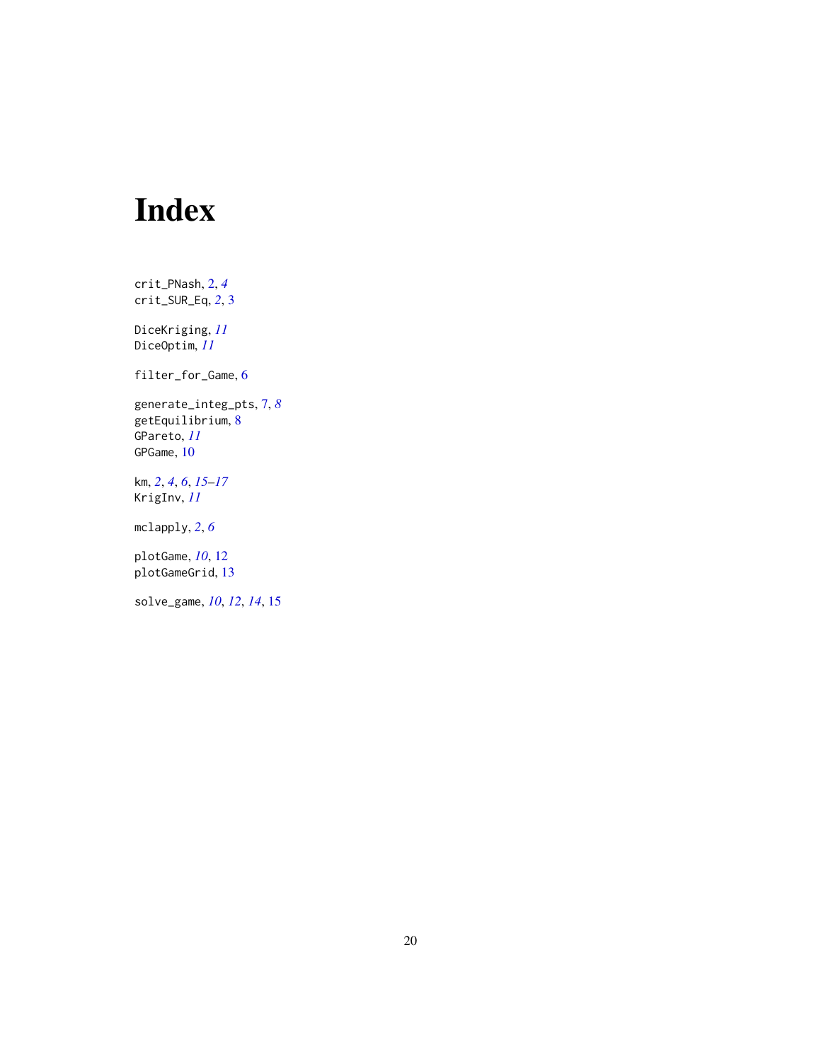# Index

crit_PNash, 2, *4*
crit_SUR_Eq, *2*, 3

DiceKriging, *11*
DiceOptim, *11*

filter_for_Game, 6

generate_integ_pts, 7, *8*
getEquilibrium, 8
GPareto, *11*
GPGame, 10

km, *2*, *4*, *6*, *15–17*
KrigInv, *11*

mclapply, *2*, *6*

plotGame, *10*, 12
plotGameGrid, 13

solve_game, *10*, *12*, *14*, 15